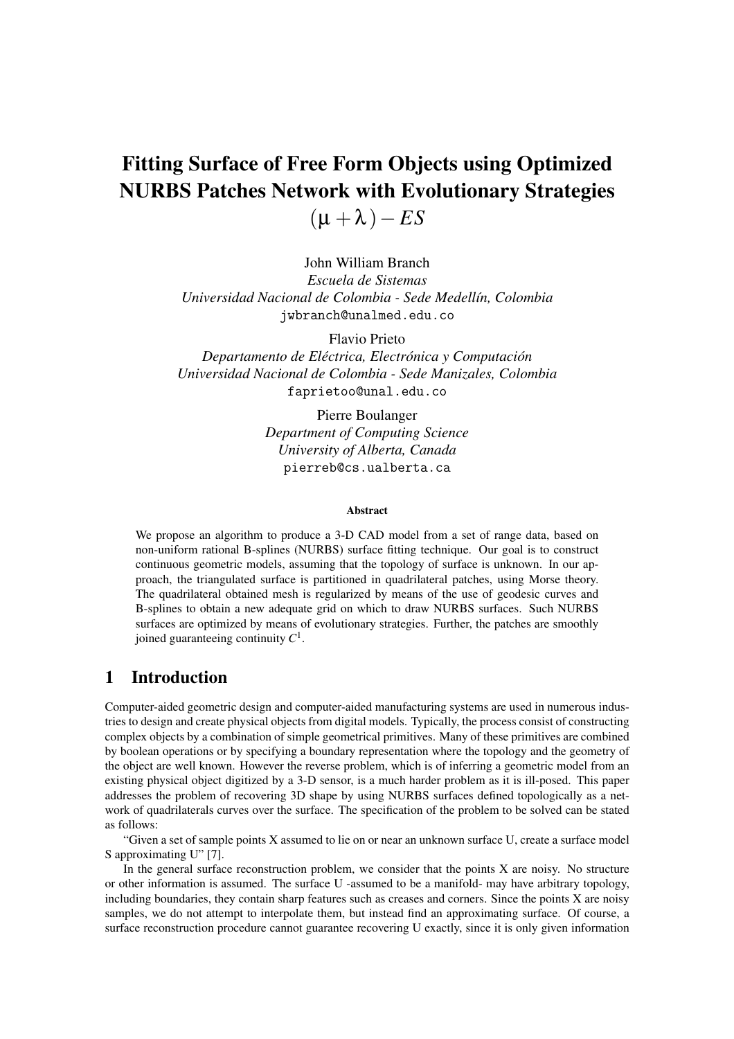# Fitting Surface of Free Form Objects using Optimized NURBS Patches Network with Evolutionary Strategies $(\mu+\lambda)-ES$

John William Branch  
*Escuela de Sistemas*  
*Universidad Nacional de Colombia - Sede Medellín, Colombia*  
jwbranch@unalmed.edu.co

Flavio Prieto  
*Departamento de Eléctrica, Electrónica y Computación*  
*Universidad Nacional de Colombia - Sede Manizales, Colombia*  
faprietoo@unal.edu.co

Pierre Boulanger  
*Department of Computing Science*  
*University of Alberta, Canada*  
pierreb@cs.ualberta.ca

**Abstract**

We propose an algorithm to produce a 3-D CAD model from a set of range data, based on non-uniform rational B-splines (NURBS) surface fitting technique. Our goal is to construct continuous geometric models, assuming that the topology of surface is unknown. In our approach, the triangulated surface is partitioned in quadrilateral patches, using Morse theory. The quadrilateral obtained mesh is regularized by means of the use of geodesic curves and B-splines to obtain a new adequate grid on which to draw NURBS surfaces. Such NURBS surfaces are optimized by means of evolutionary strategies. Further, the patches are smoothly joined guaranteeing continuity $C^1$.

## 1 Introduction

Computer-aided geometric design and computer-aided manufacturing systems are used in numerous industries to design and create physical objects from digital models. Typically, the process consist of constructing complex objects by a combination of simple geometrical primitives. Many of these primitives are combined by boolean operations or by specifying a boundary representation where the topology and the geometry of the object are well known. However the reverse problem, which is of inferring a geometric model from an existing physical object digitized by a 3-D sensor, is a much harder problem as it is ill-posed. This paper addresses the problem of recovering 3D shape by using NURBS surfaces defined topologically as a network of quadrilaterals curves over the surface. The specification of the problem to be solved can be stated as follows:

"Given a set of sample points X assumed to lie on or near an unknown surface U, create a surface model S approximating U" [7].

In the general surface reconstruction problem, we consider that the points X are noisy. No structure or other information is assumed. The surface U -assumed to be a manifold- may have arbitrary topology, including boundaries, they contain sharp features such as creases and corners. Since the points X are noisy samples, we do not attempt to interpolate them, but instead find an approximating surface. Of course, a surface reconstruction procedure cannot guarantee recovering U exactly, since it is only given information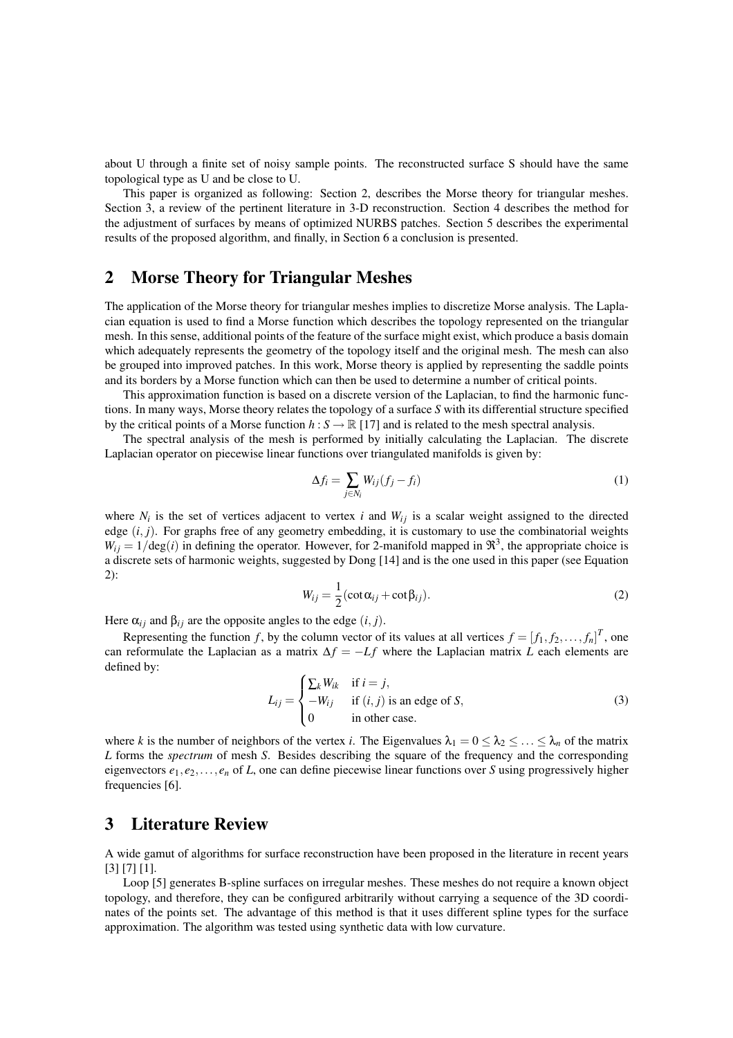about U through a finite set of noisy sample points. The reconstructed surface S should have the same topological type as U and be close to U.

This paper is organized as following: Section 2, describes the Morse theory for triangular meshes. Section 3, a review of the pertinent literature in 3-D reconstruction. Section 4 describes the method for the adjustment of surfaces by means of optimized NURBS patches. Section 5 describes the experimental results of the proposed algorithm, and finally, in Section 6 a conclusion is presented.

## 2 Morse Theory for Triangular Meshes

The application of the Morse theory for triangular meshes implies to discretize Morse analysis. The Laplacian equation is used to find a Morse function which describes the topology represented on the triangular mesh. In this sense, additional points of the feature of the surface might exist, which produce a basis domain which adequately represents the geometry of the topology itself and the original mesh. The mesh can also be grouped into improved patches. In this work, Morse theory is applied by representing the saddle points and its borders by a Morse function which can then be used to determine a number of critical points.

This approximation function is based on a discrete version of the Laplacian, to find the harmonic functions. In many ways, Morse theory relates the topology of a surface $S$ with its differential structure specified by the critical points of a Morse function $h : S \rightarrow \mathbb{R}$ [17] and is related to the mesh spectral analysis.

The spectral analysis of the mesh is performed by initially calculating the Laplacian. The discrete Laplacian operator on piecewise linear functions over triangulated manifolds is given by:

$$\Delta f_i = \sum_{j \in N_i} W_{ij}(f_j - f_i) \tag{1}$$

where $N_i$ is the set of vertices adjacent to vertex $i$ and $W_{ij}$ is a scalar weight assigned to the directed edge $(i, j)$. For graphs free of any geometry embedding, it is customary to use the combinatorial weights $W_{ij} = 1/\deg(i)$ in defining the operator. However, for 2-manifold mapped in $\Re^3$, the appropriate choice is a discrete sets of harmonic weights, suggested by Dong [14] and is the one used in this paper (see Equation 2):

$$W_{ij} = \frac{1}{2}(\cot \alpha_{ij} + \cot \beta_{ij}). \tag{2}$$

Here $\alpha_{ij}$ and $\beta_{ij}$ are the opposite angles to the edge $(i, j)$.

Representing the function $f$, by the column vector of its values at all vertices $f = [f_1, f_2, \ldots, f_n]^T$, one can reformulate the Laplacian as a matrix $\Delta f = -Lf$ where the Laplacian matrix $L$ each elements are defined by:

$$L_{ij} = \begin{cases} \sum_k W_{ik} & \text{if } i = j, \\ -W_{ij} & \text{if } (i, j) \text{ is an edge of } S, \\ 0 & \text{in other case.} \end{cases} \tag{3}$$

where $k$ is the number of neighbors of the vertex $i$. The Eigenvalues $\lambda_1 = 0 \leq \lambda_2 \leq \ldots \leq \lambda_n$ of the matrix $L$ forms the *spectrum* of mesh $S$. Besides describing the square of the frequency and the corresponding eigenvectors $e_1, e_2, \ldots, e_n$ of $L$, one can define piecewise linear functions over $S$ using progressively higher frequencies [6].

## 3 Literature Review

A wide gamut of algorithms for surface reconstruction have been proposed in the literature in recent years [3] [7] [1].

Loop [5] generates B-spline surfaces on irregular meshes. These meshes do not require a known object topology, and therefore, they can be configured arbitrarily without carrying a sequence of the 3D coordinates of the points set. The advantage of this method is that it uses different spline types for the surface approximation. The algorithm was tested using synthetic data with low curvature.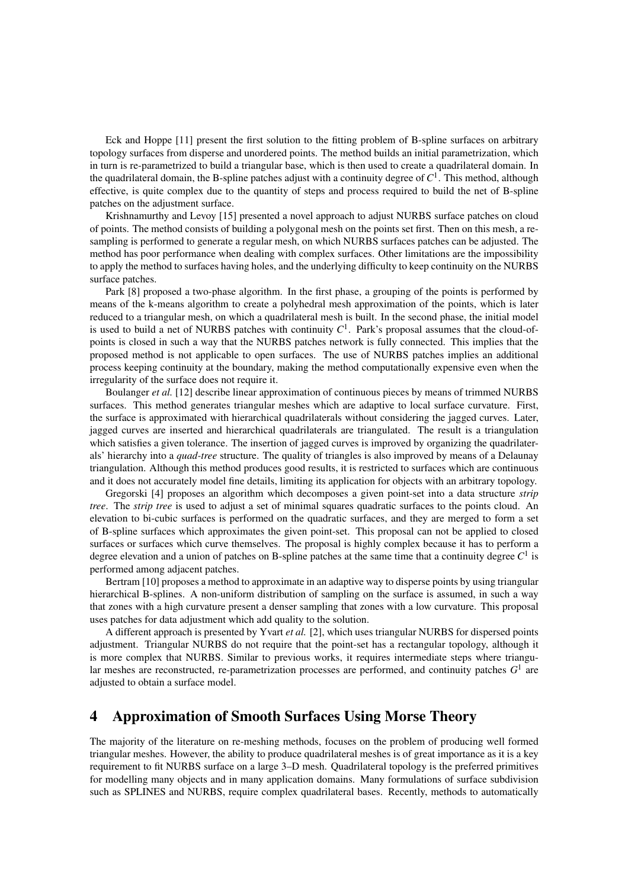Eck and Hoppe [11] present the first solution to the fitting problem of B-spline surfaces on arbitrary topology surfaces from disperse and unordered points. The method builds an initial parametrization, which in turn is re-parametrized to build a triangular base, which is then used to create a quadrilateral domain. In the quadrilateral domain, the B-spline patches adjust with a continuity degree of $C^1$. This method, although effective, is quite complex due to the quantity of steps and process required to build the net of B-spline patches on the adjustment surface.

Krishnamurthy and Levoy [15] presented a novel approach to adjust NURBS surface patches on cloud of points. The method consists of building a polygonal mesh on the points set first. Then on this mesh, a re-sampling is performed to generate a regular mesh, on which NURBS surfaces patches can be adjusted. The method has poor performance when dealing with complex surfaces. Other limitations are the impossibility to apply the method to surfaces having holes, and the underlying difficulty to keep continuity on the NURBS surface patches.

Park [8] proposed a two-phase algorithm. In the first phase, a grouping of the points is performed by means of the k-means algorithm to create a polyhedral mesh approximation of the points, which is later reduced to a triangular mesh, on which a quadrilateral mesh is built. In the second phase, the initial model is used to build a net of NURBS patches with continuity $C^1$. Park's proposal assumes that the cloud-of-points is closed in such a way that the NURBS patches network is fully connected. This implies that the proposed method is not applicable to open surfaces. The use of NURBS patches implies an additional process keeping continuity at the boundary, making the method computationally expensive even when the irregularity of the surface does not require it.

Boulanger *et al.* [12] describe linear approximation of continuous pieces by means of trimmed NURBS surfaces. This method generates triangular meshes which are adaptive to local surface curvature. First, the surface is approximated with hierarchical quadrilaterals without considering the jagged curves. Later, jagged curves are inserted and hierarchical quadrilaterals are triangulated. The result is a triangulation which satisfies a given tolerance. The insertion of jagged curves is improved by organizing the quadrilaterals' hierarchy into a *quad-tree* structure. The quality of triangles is also improved by means of a Delaunay triangulation. Although this method produces good results, it is restricted to surfaces which are continuous and it does not accurately model fine details, limiting its application for objects with an arbitrary topology.

Gregorski [4] proposes an algorithm which decomposes a given point-set into a data structure *strip tree*. The *strip tree* is used to adjust a set of minimal squares quadratic surfaces to the points cloud. An elevation to bi-cubic surfaces is performed on the quadratic surfaces, and they are merged to form a set of B-spline surfaces which approximates the given point-set. This proposal can not be applied to closed surfaces or surfaces which curve themselves. The proposal is highly complex because it has to perform a degree elevation and a union of patches on B-spline patches at the same time that a continuity degree $C^1$ is performed among adjacent patches.

Bertram [10] proposes a method to approximate in an adaptive way to disperse points by using triangular hierarchical B-splines. A non-uniform distribution of sampling on the surface is assumed, in such a way that zones with a high curvature present a denser sampling that zones with a low curvature. This proposal uses patches for data adjustment which add quality to the solution.

A different approach is presented by Yvart *et al.* [2], which uses triangular NURBS for dispersed points adjustment. Triangular NURBS do not require that the point-set has a rectangular topology, although it is more complex that NURBS. Similar to previous works, it requires intermediate steps where triangular meshes are reconstructed, re-parametrization processes are performed, and continuity patches $G^1$ are adjusted to obtain a surface model.

## 4 Approximation of Smooth Surfaces Using Morse Theory

The majority of the literature on re-meshing methods, focuses on the problem of producing well formed triangular meshes. However, the ability to produce quadrilateral meshes is of great importance as it is a key requirement to fit NURBS surface on a large 3–D mesh. Quadrilateral topology is the preferred primitives for modelling many objects and in many application domains. Many formulations of surface subdivision such as SPLINES and NURBS, require complex quadrilateral bases. Recently, methods to automatically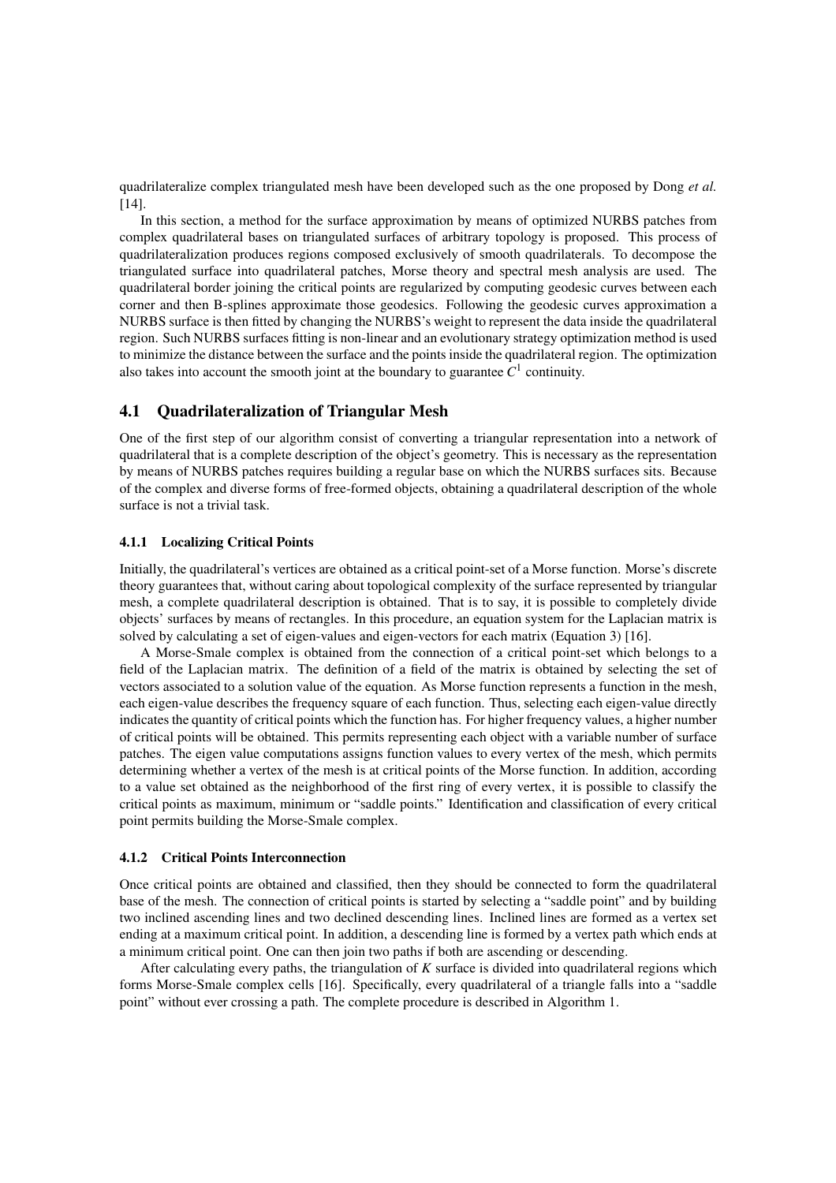quadrilateralize complex triangulated mesh have been developed such as the one proposed by Dong *et al.* [14].

In this section, a method for the surface approximation by means of optimized NURBS patches from complex quadrilateral bases on triangulated surfaces of arbitrary topology is proposed. This process of quadrilateralization produces regions composed exclusively of smooth quadrilaterals. To decompose the triangulated surface into quadrilateral patches, Morse theory and spectral mesh analysis are used. The quadrilateral border joining the critical points are regularized by computing geodesic curves between each corner and then B-splines approximate those geodesics. Following the geodesic curves approximation a NURBS surface is then fitted by changing the NURBS's weight to represent the data inside the quadrilateral region. Such NURBS surfaces fitting is non-linear and an evolutionary strategy optimization method is used to minimize the distance between the surface and the points inside the quadrilateral region. The optimization also takes into account the smooth joint at the boundary to guarantee $C^1$ continuity.

## 4.1 Quadrilateralization of Triangular Mesh

One of the first step of our algorithm consist of converting a triangular representation into a network of quadrilateral that is a complete description of the object's geometry. This is necessary as the representation by means of NURBS patches requires building a regular base on which the NURBS surfaces sits. Because of the complex and diverse forms of free-formed objects, obtaining a quadrilateral description of the whole surface is not a trivial task.

### 4.1.1 Localizing Critical Points

Initially, the quadrilateral's vertices are obtained as a critical point-set of a Morse function. Morse's discrete theory guarantees that, without caring about topological complexity of the surface represented by triangular mesh, a complete quadrilateral description is obtained. That is to say, it is possible to completely divide objects' surfaces by means of rectangles. In this procedure, an equation system for the Laplacian matrix is solved by calculating a set of eigen-values and eigen-vectors for each matrix (Equation 3) [16].

A Morse-Smale complex is obtained from the connection of a critical point-set which belongs to a field of the Laplacian matrix. The definition of a field of the matrix is obtained by selecting the set of vectors associated to a solution value of the equation. As Morse function represents a function in the mesh, each eigen-value describes the frequency square of each function. Thus, selecting each eigen-value directly indicates the quantity of critical points which the function has. For higher frequency values, a higher number of critical points will be obtained. This permits representing each object with a variable number of surface patches. The eigen value computations assigns function values to every vertex of the mesh, which permits determining whether a vertex of the mesh is at critical points of the Morse function. In addition, according to a value set obtained as the neighborhood of the first ring of every vertex, it is possible to classify the critical points as maximum, minimum or "saddle points." Identification and classification of every critical point permits building the Morse-Smale complex.

### 4.1.2 Critical Points Interconnection

Once critical points are obtained and classified, then they should be connected to form the quadrilateral base of the mesh. The connection of critical points is started by selecting a "saddle point" and by building two inclined ascending lines and two declined descending lines. Inclined lines are formed as a vertex set ending at a maximum critical point. In addition, a descending line is formed by a vertex path which ends at a minimum critical point. One can then join two paths if both are ascending or descending.

After calculating every paths, the triangulation of $K$ surface is divided into quadrilateral regions which forms Morse-Smale complex cells [16]. Specifically, every quadrilateral of a triangle falls into a "saddle point" without ever crossing a path. The complete procedure is described in Algorithm 1.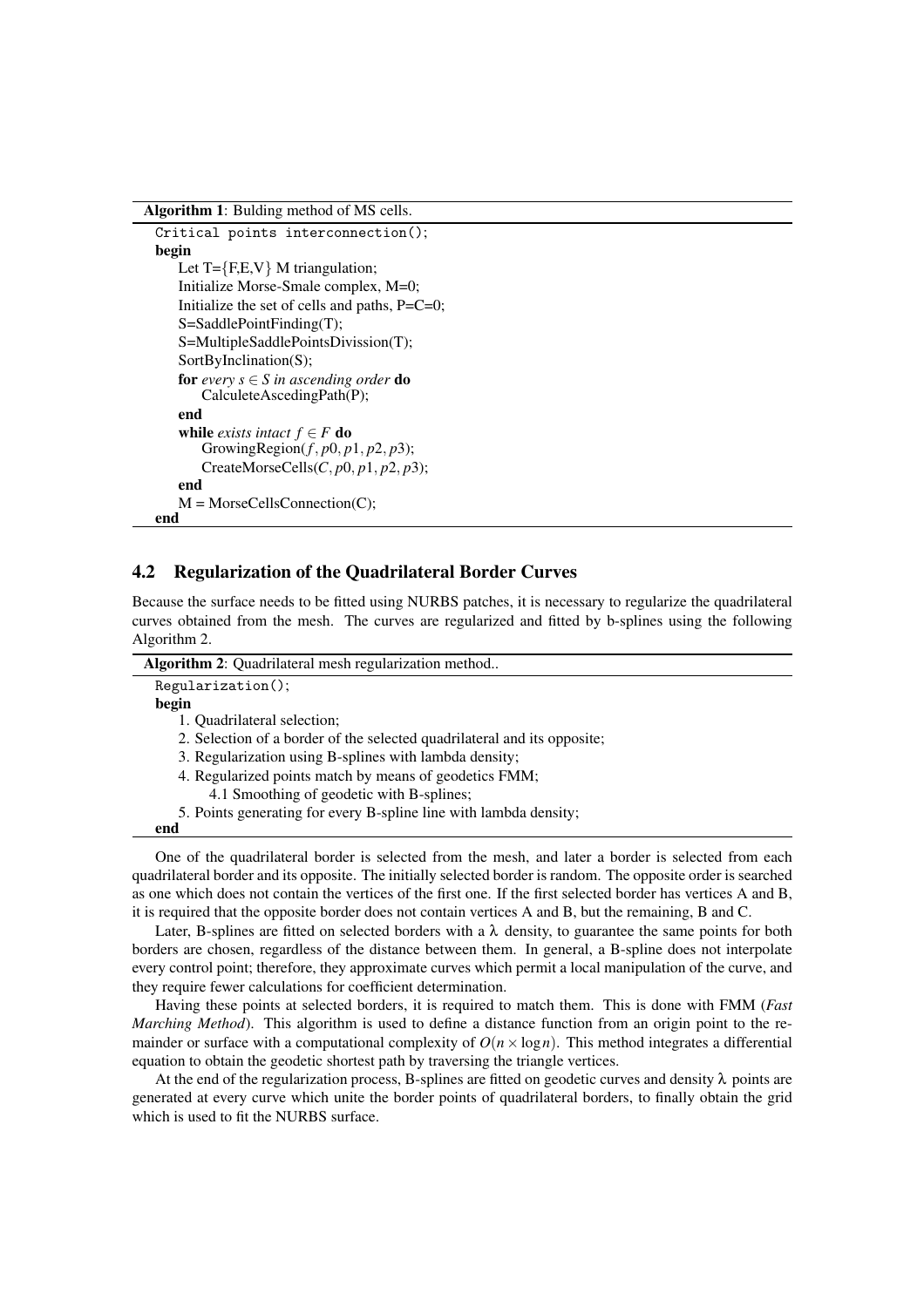**Algorithm 1**: Bulding method of MS cells.

```
Critical points interconnection();
begin
    Let T={F,E,V} M triangulation;
    Initialize Morse-Smale complex, M=0;
    Initialize the set of cells and paths, P=C=0;
    S=SaddlePointFinding(T);
    S=MultipleSaddlePointsDivission(T);
    SortByInclination(S);
    for every s ∈ S in ascending order do
        CalculeteAscedingPath(P);
    end
    while exists intact f ∈ F do
        GrowingRegion(f, p0, p1, p2, p3);
        CreateMorseCells(C, p0, p1, p2, p3);
    end
    M = MorseCellsConnection(C);
end
```

## 4.2 Regularization of the Quadrilateral Border Curves

Because the surface needs to be fitted using NURBS patches, it is necessary to regularize the quadrilateral curves obtained from the mesh. The curves are regularized and fitted by b-splines using the following Algorithm 2.

**Algorithm 2**: Quadrilateral mesh regularization method..

```
Regularization();
begin
    1. Quadrilateral selection;
    2. Selection of a border of the selected quadrilateral and its opposite;
    3. Regularization using B-splines with lambda density;
    4. Regularized points match by means of geodetics FMM;
        4.1 Smoothing of geodetic with B-splines;
    5. Points generating for every B-spline line with lambda density;
end
```

One of the quadrilateral border is selected from the mesh, and later a border is selected from each quadrilateral border and its opposite. The initially selected border is random. The opposite order is searched as one which does not contain the vertices of the first one. If the first selected border has vertices A and B, it is required that the opposite border does not contain vertices A and B, but the remaining, B and C.

Later, B-splines are fitted on selected borders with a $\lambda$ density, to guarantee the same points for both borders are chosen, regardless of the distance between them. In general, a B-spline does not interpolate every control point; therefore, they approximate curves which permit a local manipulation of the curve, and they require fewer calculations for coefficient determination.

Having these points at selected borders, it is required to match them. This is done with FMM (*Fast Marching Method*). This algorithm is used to define a distance function from an origin point to the remainder or surface with a computational complexity of $O(n \times \log n)$. This method integrates a differential equation to obtain the geodetic shortest path by traversing the triangle vertices.

At the end of the regularization process, B-splines are fitted on geodetic curves and density $\lambda$ points are generated at every curve which unite the border points of quadrilateral borders, to finally obtain the grid which is used to fit the NURBS surface.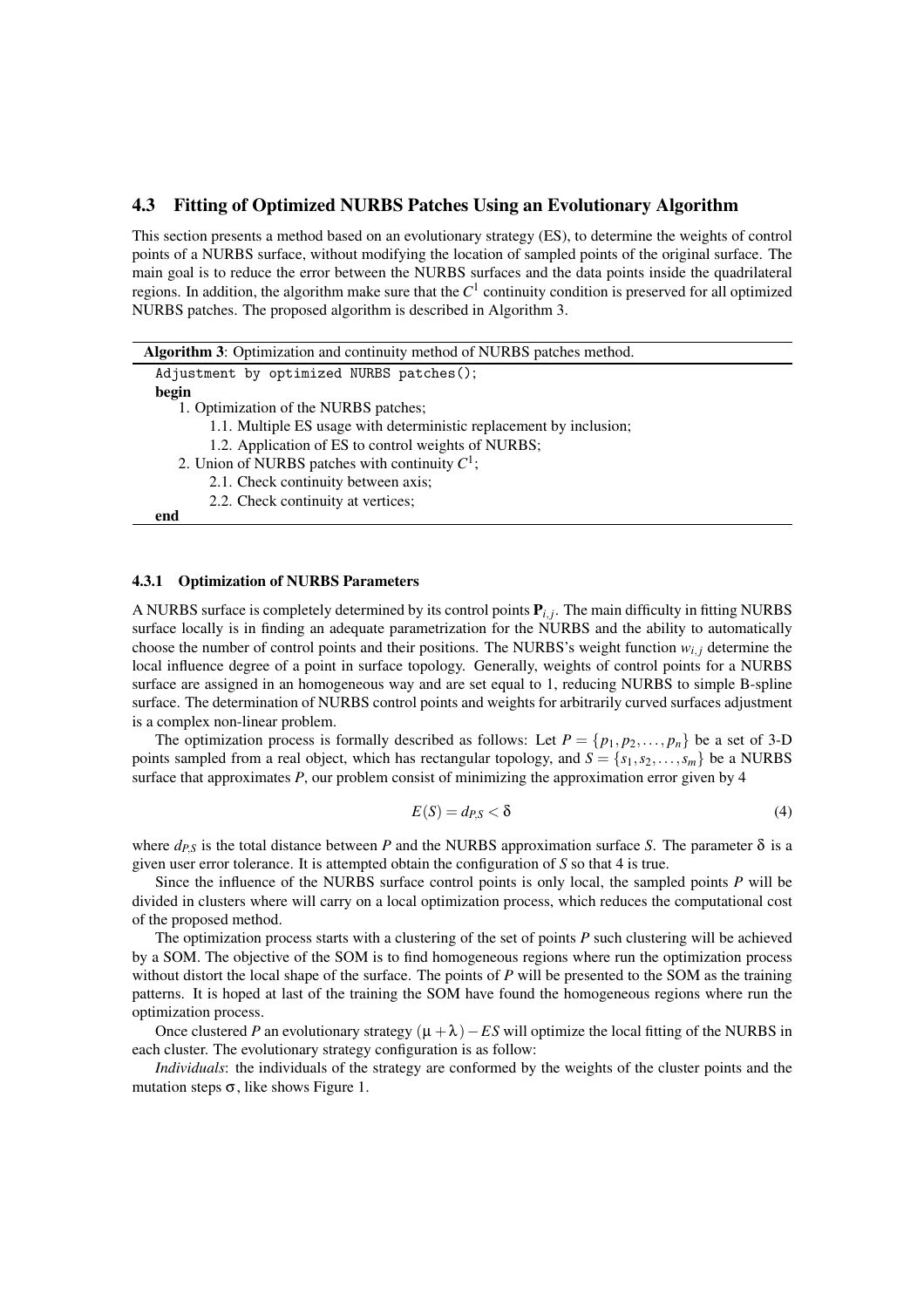### 4.3 Fitting of Optimized NURBS Patches Using an Evolutionary Algorithm

This section presents a method based on an evolutionary strategy (ES), to determine the weights of control points of a NURBS surface, without modifying the location of sampled points of the original surface. The main goal is to reduce the error between the NURBS surfaces and the data points inside the quadrilateral regions. In addition, the algorithm make sure that the $C^1$ continuity condition is preserved for all optimized NURBS patches. The proposed algorithm is described in Algorithm 3.

**Algorithm 3**: Optimization and continuity method of NURBS patches method.

```
Adjustment by optimized NURBS patches();
begin
    1. Optimization of the NURBS patches;
        1.1. Multiple ES usage with deterministic replacement by inclusion;
        1.2. Application of ES to control weights of NURBS;
    2. Union of NURBS patches with continuity C^1;
        2.1. Check continuity between axis;
        2.2. Check continuity at vertices;
end
```

#### 4.3.1 Optimization of NURBS Parameters

A NURBS surface is completely determined by its control points $\mathbf{P}_{i,j}$. The main difficulty in fitting NURBS surface locally is in finding an adequate parametrization for the NURBS and the ability to automatically choose the number of control points and their positions. The NURBS's weight function $w_{i,j}$ determine the local influence degree of a point in surface topology. Generally, weights of control points for a NURBS surface are assigned in an homogeneous way and are set equal to 1, reducing NURBS to simple B-spline surface. The determination of NURBS control points and weights for arbitrarily curved surfaces adjustment is a complex non-linear problem.

The optimization process is formally described as follows: Let $P = \{p_1, p_2, \ldots, p_n\}$ be a set of 3-D points sampled from a real object, which has rectangular topology, and $S = \{s_1, s_2, \ldots, s_m\}$ be a NURBS surface that approximates $P$, our problem consist of minimizing the approximation error given by 4

$$E(S) = d_{P,S} < \delta \tag{4}$$

where $d_{P,S}$ is the total distance between $P$ and the NURBS approximation surface $S$. The parameter $\delta$ is a given user error tolerance. It is attempted obtain the configuration of $S$ so that 4 is true.

Since the influence of the NURBS surface control points is only local, the sampled points $P$ will be divided in clusters where will carry on a local optimization process, which reduces the computational cost of the proposed method.

The optimization process starts with a clustering of the set of points $P$ such clustering will be achieved by a SOM. The objective of the SOM is to find homogeneous regions where run the optimization process without distort the local shape of the surface. The points of $P$ will be presented to the SOM as the training patterns. It is hoped at last of the training the SOM have found the homogeneous regions where run the optimization process.

Once clustered $P$ an evolutionary strategy $(\mu + \lambda) - ES$ will optimize the local fitting of the NURBS in each cluster. The evolutionary strategy configuration is as follow:

*Individuals*: the individuals of the strategy are conformed by the weights of the cluster points and the mutation steps $\sigma$, like shows Figure 1.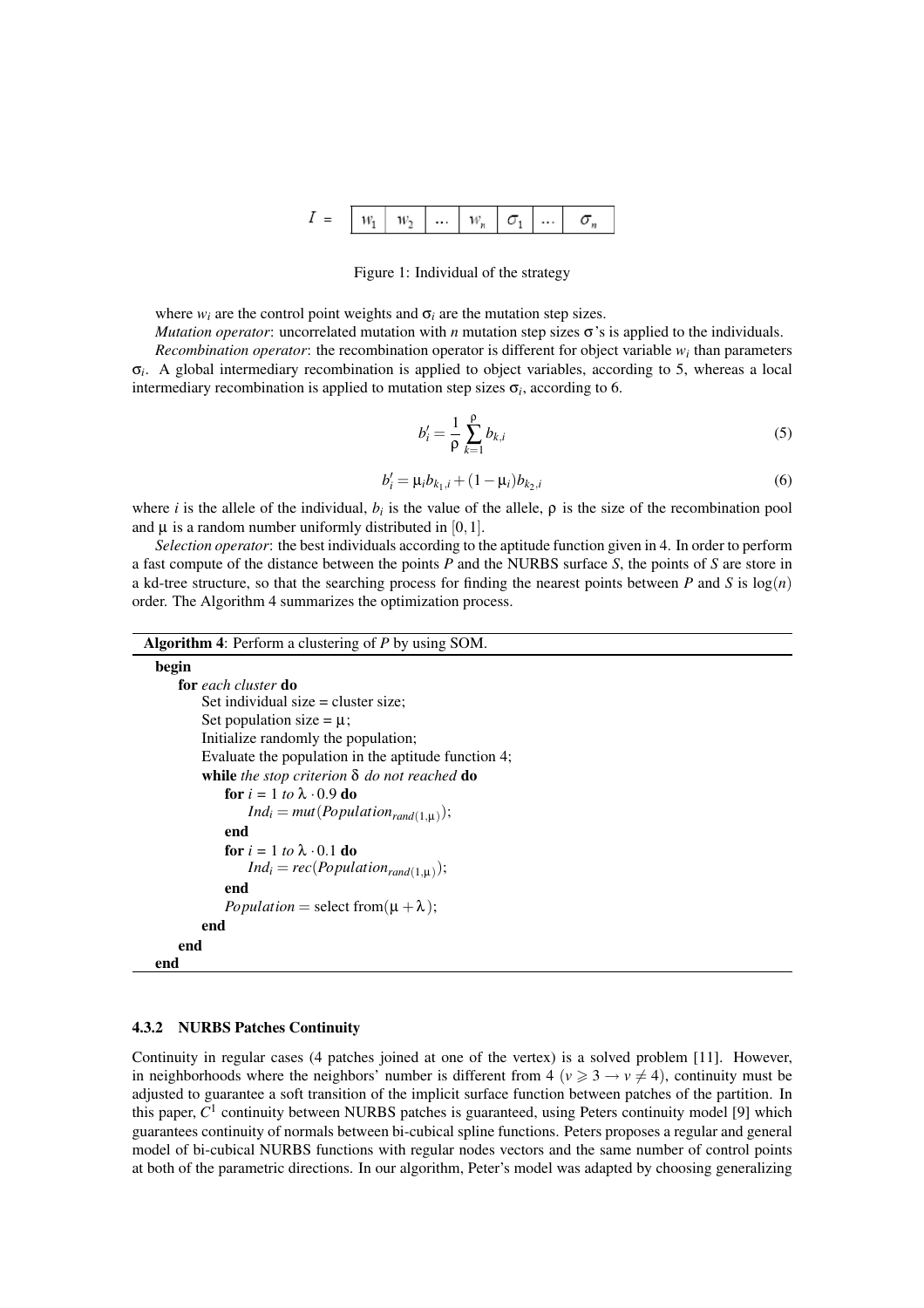$$I = \begin{array}{|c|c|c|c|c|c|c|} \hline w_1 & w_2 & \dots & w_n & \sigma_1 & \dots & \sigma_n \\ \hline \end{array}$$

Figure 1: Individual of the strategy

where $w_i$ are the control point weights and $\sigma_i$ are the mutation step sizes.

*Mutation operator*: uncorrelated mutation with $n$ mutation step sizes $\sigma$'s is applied to the individuals.

*Recombination operator*: the recombination operator is different for object variable $w_i$ than parameters $\sigma_i$. A global intermediary recombination is applied to object variables, according to 5, whereas a local intermediary recombination is applied to mutation step sizes $\sigma_i$, according to 6.

$$b'_i = \frac{1}{\rho} \sum_{k=1}^{\rho} b_{k,i} \tag{5}$$

$$b'_i = \mu_i b_{k_1,i} + (1 - \mu_i) b_{k_2,i} \tag{6}$$

where $i$ is the allele of the individual, $b_i$ is the value of the allele, $\rho$ is the size of the recombination pool and $\mu$ is a random number uniformly distributed in $[0,1]$.

*Selection operator*: the best individuals according to the aptitude function given in 4. In order to perform a fast compute of the distance between the points $P$ and the NURBS surface $S$, the points of $S$ are store in a kd-tree structure, so that the searching process for finding the nearest points between $P$ and $S$ is $\log(n)$ order. The Algorithm 4 summarizes the optimization process.

**Algorithm 4**: Perform a clustering of $P$ by using SOM.

```
begin
    for each cluster do
        Set individual size = cluster size;
        Set population size = μ;
        Initialize randomly the population;
        Evaluate the population in the aptitude function 4;
        while the stop criterion δ do not reached do
            for i = 1 to λ · 0.9 do
                Ind_i = mut(Population_rand(1,μ));
            end
            for i = 1 to λ · 0.1 do
                Ind_i = rec(Population_rand(1,μ));
            end
            Population = select from(μ + λ);
        end
    end
end
```

#### 4.3.2 NURBS Patches Continuity

Continuity in regular cases (4 patches joined at one of the vertex) is a solved problem [11]. However, in neighborhoods where the neighbors' number is different from 4 ($v \geqslant 3 \rightarrow v \neq 4$), continuity must be adjusted to guarantee a soft transition of the implicit surface function between patches of the partition. In this paper, $C^1$ continuity between NURBS patches is guaranteed, using Peters continuity model [9] which guarantees continuity of normals between bi-cubical spline functions. Peters proposes a regular and general model of bi-cubical NURBS functions with regular nodes vectors and the same number of control points at both of the parametric directions. In our algorithm, Peter's model was adapted by choosing generalizing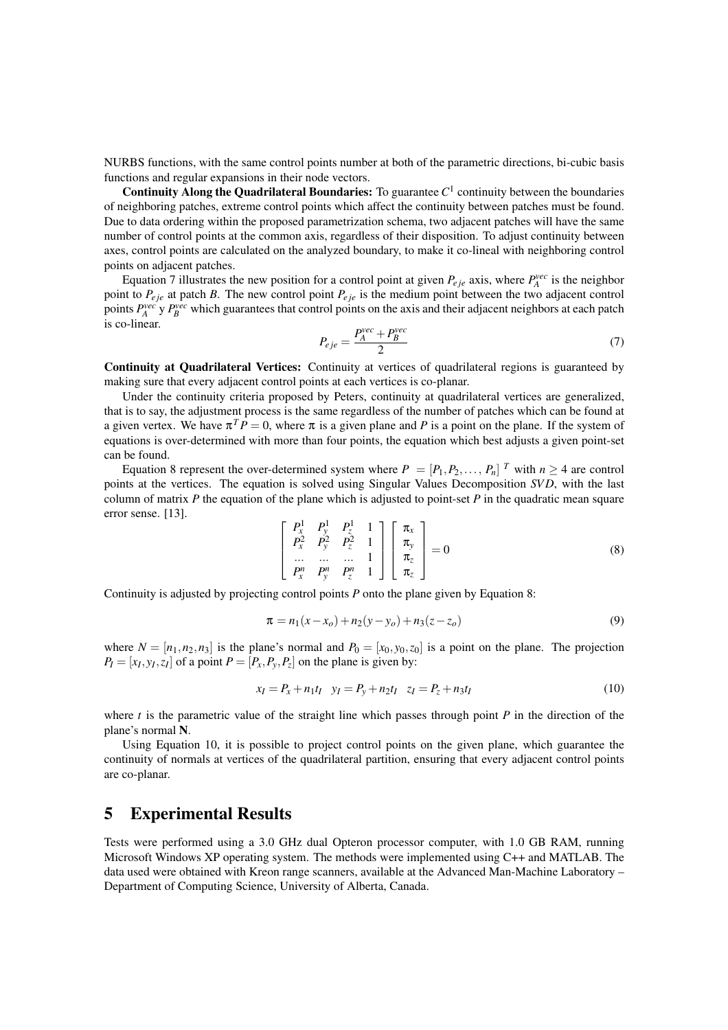NURBS functions, with the same control points number at both of the parametric directions, bi-cubic basis functions and regular expansions in their node vectors.

**Continuity Along the Quadrilateral Boundaries:** To guarantee $C^1$ continuity between the boundaries of neighboring patches, extreme control points which affect the continuity between patches must be found. Due to data ordering within the proposed parametrization schema, two adjacent patches will have the same number of control points at the common axis, regardless of their disposition. To adjust continuity between axes, control points are calculated on the analyzed boundary, to make it co-lineal with neighboring control points on adjacent patches.

Equation 7 illustrates the new position for a control point at given $P_{eje}$ axis, where $P_A^{vec}$ is the neighbor point to $P_{eje}$ at patch *B*. The new control point $P_{eje}$ is the medium point between the two adjacent control points $P_A^{vec}$ y $P_B^{vec}$ which guarantees that control points on the axis and their adjacent neighbors at each patch is co-linear.

$$P_{eje} = \frac{P_A^{vec} + P_B^{vec}}{2} \tag{7}$$

**Continuity at Quadrilateral Vertices:** Continuity at vertices of quadrilateral regions is guaranteed by making sure that every adjacent control points at each vertices is co-planar.

Under the continuity criteria proposed by Peters, continuity at quadrilateral vertices are generalized, that is to say, the adjustment process is the same regardless of the number of patches which can be found at a given vertex. We have $\pi^T P = 0$, where $\pi$ is a given plane and $P$ is a point on the plane. If the system of equations is over-determined with more than four points, the equation which best adjusts a given point-set can be found.

Equation 8 represent the over-determined system where $P = [P_1, P_2, \ldots, P_n]^T$ with $n \geq 4$ are control points at the vertices. The equation is solved using Singular Values Decomposition *SVD*, with the last column of matrix *P* the equation of the plane which is adjusted to point-set *P* in the quadratic mean square error sense. [13].

$$\begin{bmatrix} P_x^1 & P_y^1 & P_z^1 & 1 \\ P_x^2 & P_y^2 & P_z^2 & 1 \\ \ldots & \ldots & \ldots & 1 \\ P_x^n & P_y^n & P_z^n & 1 \end{bmatrix} \begin{bmatrix} \pi_x \\ \pi_y \\ \pi_z \\ \pi_z \end{bmatrix} = 0 \tag{8}$$

Continuity is adjusted by projecting control points *P* onto the plane given by Equation 8:

$$\pi = n_1(x - x_o) + n_2(y - y_o) + n_3(z - z_o) \tag{9}$$

where $N = [n_1, n_2, n_3]$ is the plane's normal and $P_0 = [x_0, y_0, z_0]$ is a point on the plane. The projection $P_I = [x_I, y_I, z_I]$ of a point $P = [P_x, P_y, P_z]$ on the plane is given by:

$$x_I = P_x + n_1 t_I \quad y_I = P_y + n_2 t_I \quad z_I = P_z + n_3 t_I \tag{10}$$

where $t$ is the parametric value of the straight line which passes through point *P* in the direction of the plane's normal **N**.

Using Equation 10, it is possible to project control points on the given plane, which guarantee the continuity of normals at vertices of the quadrilateral partition, ensuring that every adjacent control points are co-planar.

## 5 Experimental Results

Tests were performed using a 3.0 GHz dual Opteron processor computer, with 1.0 GB RAM, running Microsoft Windows XP operating system. The methods were implemented using C++ and MATLAB. The data used were obtained with Kreon range scanners, available at the Advanced Man-Machine Laboratory – Department of Computing Science, University of Alberta, Canada.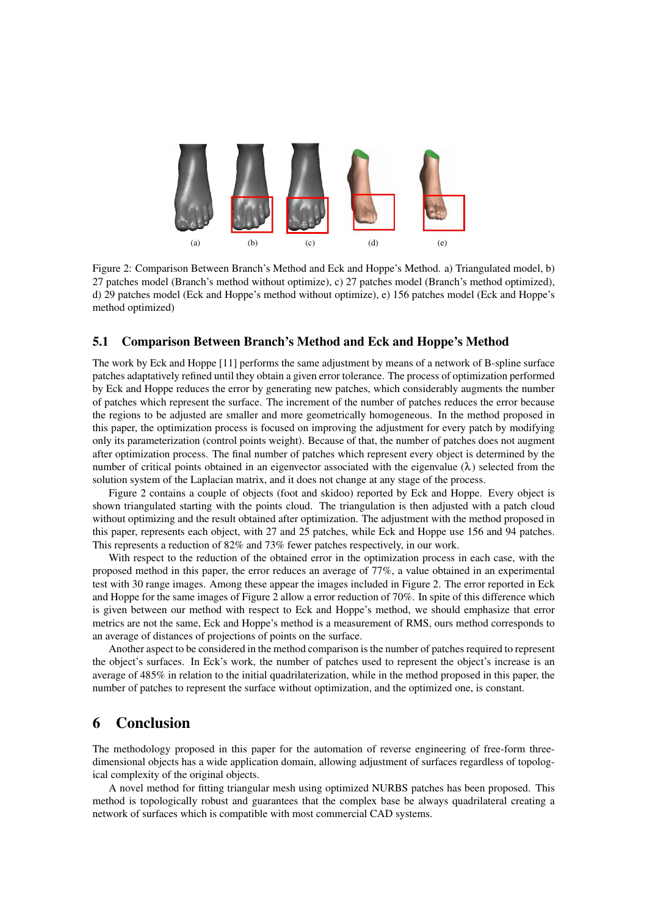(a) (b) (c) (d) (e)

Figure 2: Comparison Between Branch's Method and Eck and Hoppe's Method. a) Triangulated model, b) 27 patches model (Branch's method without optimize), c) 27 patches model (Branch's method optimized), d) 29 patches model (Eck and Hoppe's method without optimize), e) 156 patches model (Eck and Hoppe's method optimized)

### 5.1 Comparison Between Branch's Method and Eck and Hoppe's Method

The work by Eck and Hoppe [11] performs the same adjustment by means of a network of B-spline surface patches adaptatively refined until they obtain a given error tolerance. The process of optimization performed by Eck and Hoppe reduces the error by generating new patches, which considerably augments the number of patches which represent the surface. The increment of the number of patches reduces the error because the regions to be adjusted are smaller and more geometrically homogeneous. In the method proposed in this paper, the optimization process is focused on improving the adjustment for every patch by modifying only its parameterization (control points weight). Because of that, the number of patches does not augment after optimization process. The final number of patches which represent every object is determined by the number of critical points obtained in an eigenvector associated with the eigenvalue ($\lambda$) selected from the solution system of the Laplacian matrix, and it does not change at any stage of the process.

Figure 2 contains a couple of objects (foot and skidoo) reported by Eck and Hoppe. Every object is shown triangulated starting with the points cloud. The triangulation is then adjusted with a patch cloud without optimizing and the result obtained after optimization. The adjustment with the method proposed in this paper, represents each object, with 27 and 25 patches, while Eck and Hoppe use 156 and 94 patches. This represents a reduction of 82% and 73% fewer patches respectively, in our work.

With respect to the reduction of the obtained error in the optimization process in each case, with the proposed method in this paper, the error reduces an average of 77%, a value obtained in an experimental test with 30 range images. Among these appear the images included in Figure 2. The error reported in Eck and Hoppe for the same images of Figure 2 allow a error reduction of 70%. In spite of this difference which is given between our method with respect to Eck and Hoppe's method, we should emphasize that error metrics are not the same, Eck and Hoppe's method is a measurement of RMS, ours method corresponds to an average of distances of projections of points on the surface.

Another aspect to be considered in the method comparison is the number of patches required to represent the object's surfaces. In Eck's work, the number of patches used to represent the object's increase is an average of 485% in relation to the initial quadrilaterization, while in the method proposed in this paper, the number of patches to represent the surface without optimization, and the optimized one, is constant.

## 6 Conclusion

The methodology proposed in this paper for the automation of reverse engineering of free-form three-dimensional objects has a wide application domain, allowing adjustment of surfaces regardless of topological complexity of the original objects.

A novel method for fitting triangular mesh using optimized NURBS patches has been proposed. This method is topologically robust and guarantees that the complex base be always quadrilateral creating a network of surfaces which is compatible with most commercial CAD systems.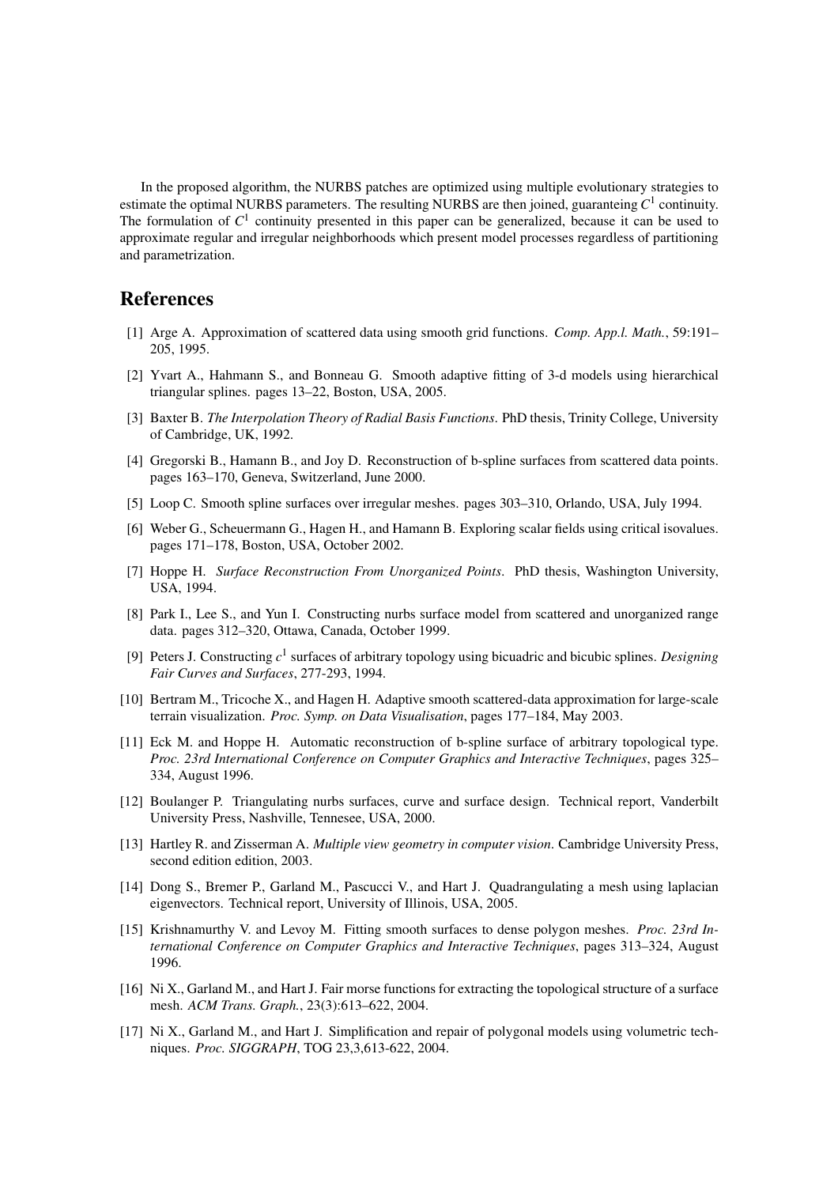In the proposed algorithm, the NURBS patches are optimized using multiple evolutionary strategies to estimate the optimal NURBS parameters. The resulting NURBS are then joined, guaranteing $C^1$ continuity. The formulation of $C^1$ continuity presented in this paper can be generalized, because it can be used to approximate regular and irregular neighborhoods which present model processes regardless of partitioning and parametrization.

## References

[1] Arge A. Approximation of scattered data using smooth grid functions. *Comp. App.l. Math.*, 59:191–205, 1995.

[2] Yvart A., Hahmann S., and Bonneau G. Smooth adaptive fitting of 3-d models using hierarchical triangular splines. pages 13–22, Boston, USA, 2005.

[3] Baxter B. *The Interpolation Theory of Radial Basis Functions*. PhD thesis, Trinity College, University of Cambridge, UK, 1992.

[4] Gregorski B., Hamann B., and Joy D. Reconstruction of b-spline surfaces from scattered data points. pages 163–170, Geneva, Switzerland, June 2000.

[5] Loop C. Smooth spline surfaces over irregular meshes. pages 303–310, Orlando, USA, July 1994.

[6] Weber G., Scheuermann G., Hagen H., and Hamann B. Exploring scalar fields using critical isovalues. pages 171–178, Boston, USA, October 2002.

[7] Hoppe H. *Surface Reconstruction From Unorganized Points*. PhD thesis, Washington University, USA, 1994.

[8] Park I., Lee S., and Yun I. Constructing nurbs surface model from scattered and unorganized range data. pages 312–320, Ottawa, Canada, October 1999.

[9] Peters J. Constructing $c^1$ surfaces of arbitrary topology using bicuadric and bicubic splines. *Designing Fair Curves and Surfaces*, 277-293, 1994.

[10] Bertram M., Tricoche X., and Hagen H. Adaptive smooth scattered-data approximation for large-scale terrain visualization. *Proc. Symp. on Data Visualisation*, pages 177–184, May 2003.

[11] Eck M. and Hoppe H. Automatic reconstruction of b-spline surface of arbitrary topological type. *Proc. 23rd International Conference on Computer Graphics and Interactive Techniques*, pages 325–334, August 1996.

[12] Boulanger P. Triangulating nurbs surfaces, curve and surface design. Technical report, Vanderbilt University Press, Nashville, Tennesee, USA, 2000.

[13] Hartley R. and Zisserman A. *Multiple view geometry in computer vision*. Cambridge University Press, second edition edition, 2003.

[14] Dong S., Bremer P., Garland M., Pascucci V., and Hart J. Quadrangulating a mesh using laplacian eigenvectors. Technical report, University of Illinois, USA, 2005.

[15] Krishnamurthy V. and Levoy M. Fitting smooth surfaces to dense polygon meshes. *Proc. 23rd International Conference on Computer Graphics and Interactive Techniques*, pages 313–324, August 1996.

[16] Ni X., Garland M., and Hart J. Fair morse functions for extracting the topological structure of a surface mesh. *ACM Trans. Graph.*, 23(3):613–622, 2004.

[17] Ni X., Garland M., and Hart J. Simplification and repair of polygonal models using volumetric techniques. *Proc. SIGGRAPH*, TOG 23,3,613-622, 2004.